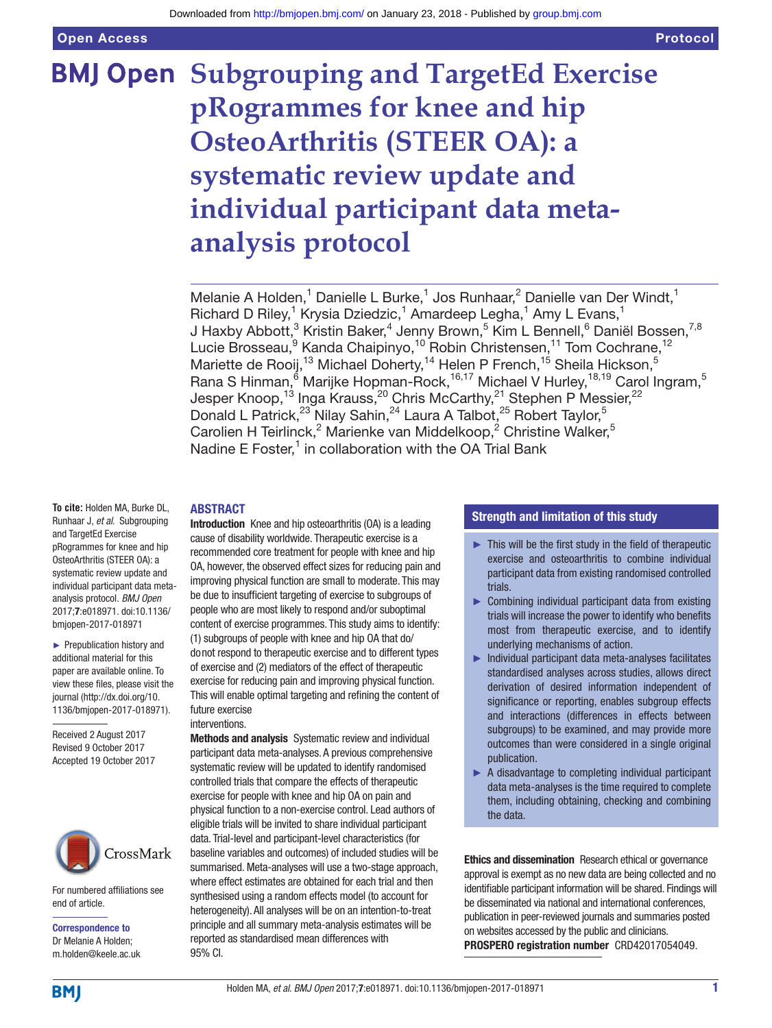# Subgrouping and TargetEd Exercise pRogrammes for knee and hip OsteoArthritis (STEER OA): a systematic review update and individual participant data meta-analysis protocol

Melanie A Holden,[1] Danielle L Burke,[1] Jos Runhaar,[2] Danielle van Der Windt,[1] Richard D Riley,[1] Krysia Dziedzic,[1] Amardeep Legha,[1] Amy L Evans,[1] J Haxby Abbott,[3] Kristin Baker,[4] Jenny Brown,[5] Kim L Bennell,[6] Daniël Bossen,[7,8] Lucie Brosseau,[9] Kanda Chaipinyo,[10] Robin Christensen,[11] Tom Cochrane,[12] Mariette de Rooij,[13] Michael Doherty,[14] Helen P French,[15] Sheila Hickson,[5] Rana S Hinman,[6] Marijke Hopman-Rock,[16,17] Michael V Hurley,[18,19] Carol Ingram,[5] Jesper Knoop,[13] Inga Krauss,[20] Chris McCarthy,[21] Stephen P Messier,[22] Donald L Patrick,[23] Nilay Sahin,[24] Laura A Talbot,[25] Robert Taylor,[5] Carolien H Teirlinck,[2] Marienke van Middelkoop,[2] Christine Walker,[5] Nadine E Foster,[1] in collaboration with the OA Trial Bank

**To cite:** Holden MA, Burke DL, Runhaar J, *et al*. Subgrouping and TargetEd Exercise pRogrammes for knee and hip OsteoArthritis (STEER OA): a systematic review update and individual participant data meta-analysis protocol. *BMJ Open* 2017;**7**:e018971. doi:10.1136/bmjopen-2017-018971

► Prepublication history and additional material for this paper are available online. To view these files, please visit the journal (http://dx.doi.org/10.1136/bmjopen-2017-018971).

Received 2 August 2017
Revised 9 October 2017
Accepted 19 October 2017

For numbered affiliations see end of article.

**Correspondence to**
Dr Melanie A Holden;
m.holden@keele.ac.uk

## ABSTRACT

**Introduction** Knee and hip osteoarthritis (OA) is a leading cause of disability worldwide. Therapeutic exercise is a recommended core treatment for people with knee and hip OA, however, the observed effect sizes for reducing pain and improving physical function are small to moderate. This may be due to insufficient targeting of exercise to subgroups of people who are most likely to respond and/or suboptimal content of exercise programmes. This study aims to identify: (1) subgroups of people with knee and hip OA that do/do not respond to therapeutic exercise and to different types of exercise and (2) mediators of the effect of therapeutic exercise for reducing pain and improving physical function. This will enable optimal targeting and refining the content of future exercise interventions.

**Methods and analysis** Systematic review and individual participant data meta-analyses. A previous comprehensive systematic review will be updated to identify randomised controlled trials that compare the effects of therapeutic exercise for people with knee and hip OA on pain and physical function to a non-exercise control. Lead authors of eligible trials will be invited to share individual participant data. Trial-level and participant-level characteristics (for baseline variables and outcomes) of included studies will be summarised. Meta-analyses will use a two-stage approach, where effect estimates are obtained for each trial and then synthesised using a random effects model (to account for heterogeneity). All analyses will be on an intention-to-treat principle and all summary meta-analysis estimates will be reported as standardised mean differences with 95% CI.

### Strength and limitation of this study

- ► This will be the first study in the field of therapeutic exercise and osteoarthritis to combine individual participant data from existing randomised controlled trials.
- ► Combining individual participant data from existing trials will increase the power to identify who benefits most from therapeutic exercise, and to identify underlying mechanisms of action.
- ► Individual participant data meta-analyses facilitates standardised analyses across studies, allows direct derivation of desired information independent of significance or reporting, enables subgroup effects and interactions (differences in effects between subgroups) to be examined, and may provide more outcomes than were considered in a single original publication.
- ► A disadvantage to completing individual participant data meta-analyses is the time required to complete them, including obtaining, checking and combining the data.

**Ethics and dissemination** Research ethical or governance approval is exempt as no new data are being collected and no identifiable participant information will be shared. Findings will be disseminated via national and international conferences, publication in peer-reviewed journals and summaries posted on websites accessed by the public and clinicians.

**PROSPERO registration number** CRD42017054049.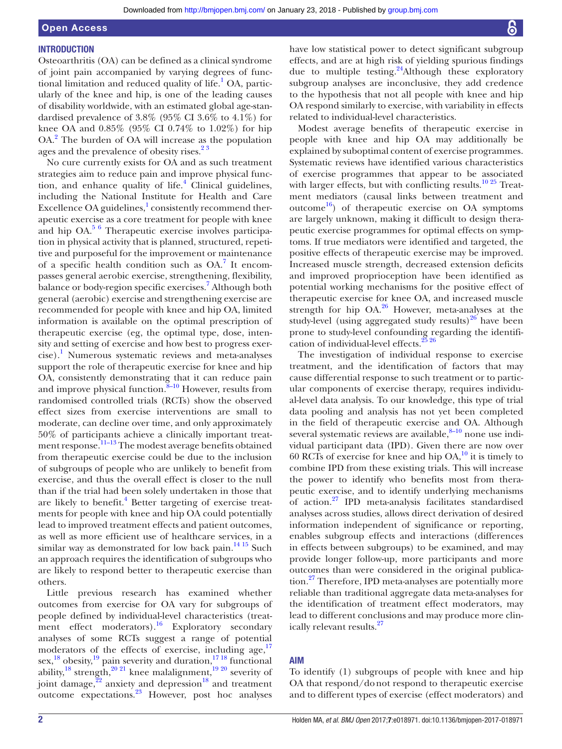## INTRODUCTION

Osteoarthritis (OA) can be defined as a clinical syndrome of joint pain accompanied by varying degrees of functional limitation and reduced quality of life.[1] OA, particularly of the knee and hip, is one of the leading causes of disability worldwide, with an estimated global age-standardised prevalence of 3.8% (95% CI 3.6% to 4.1%) for knee OA and 0.85% (95% CI 0.74% to 1.02%) for hip OA.[2] The burden of OA will increase as the population ages and the prevalence of obesity rises.[2 3]

No cure currently exists for OA and as such treatment strategies aim to reduce pain and improve physical function, and enhance quality of life.[4] Clinical guidelines, including the National Institute for Health and Care Excellence OA guidelines,[1] consistently recommend therapeutic exercise as a core treatment for people with knee and hip OA.[5 6] Therapeutic exercise involves participation in physical activity that is planned, structured, repetitive and purposeful for the improvement or maintenance of a specific health condition such as OA.[7] It encompasses general aerobic exercise, strengthening, flexibility, balance or body-region specific exercises.[7] Although both general (aerobic) exercise and strengthening exercise are recommended for people with knee and hip OA, limited information is available on the optimal prescription of therapeutic exercise (eg, the optimal type, dose, intensity and setting of exercise and how best to progress exercise).[1] Numerous systematic reviews and meta-analyses support the role of therapeutic exercise for knee and hip OA, consistently demonstrating that it can reduce pain and improve physical function.[8–10] However, results from randomised controlled trials (RCTs) show the observed effect sizes from exercise interventions are small to moderate, can decline over time, and only approximately 50% of participants achieve a clinically important treatment response.[11–13] The modest average benefits obtained from therapeutic exercise could be due to the inclusion of subgroups of people who are unlikely to benefit from exercise, and thus the overall effect is closer to the null than if the trial had been solely undertaken in those that are likely to benefit.[4] Better targeting of exercise treatments for people with knee and hip OA could potentially lead to improved treatment effects and patient outcomes, as well as more efficient use of healthcare services, in a similar way as demonstrated for low back pain.[14 15] Such an approach requires the identification of subgroups who are likely to respond better to therapeutic exercise than others.

Little previous research has examined whether outcomes from exercise for OA vary for subgroups of people defined by individual-level characteristics (treatment effect moderators).[16] Exploratory secondary analyses of some RCTs suggest a range of potential moderators of the effects of exercise, including age,[17] sex,[18] obesity,[19] pain severity and duration,[17 18] functional ability,[18] strength,[20 21] knee malalignment,[19 20] severity of joint damage,[22] anxiety and depression[18] and treatment outcome expectations.[23] However, post hoc analyses have low statistical power to detect significant subgroup effects, and are at high risk of yielding spurious findings due to multiple testing.[24] Although these exploratory subgroup analyses are inconclusive, they add credence to the hypothesis that not all people with knee and hip OA respond similarly to exercise, with variability in effects related to individual-level characteristics.

Modest average benefits of therapeutic exercise in people with knee and hip OA may additionally be explained by suboptimal content of exercise programmes. Systematic reviews have identified various characteristics of exercise programmes that appear to be associated with larger effects, but with conflicting results.[10 25] Treatment mediators (causal links between treatment and outcome[16]) of therapeutic exercise on OA symptoms are largely unknown, making it difficult to design therapeutic exercise programmes for optimal effects on symptoms. If true mediators were identified and targeted, the positive effects of therapeutic exercise may be improved. Increased muscle strength, decreased extension deficits and improved proprioception have been identified as potential working mechanisms for the positive effect of therapeutic exercise for knee OA, and increased muscle strength for hip OA.[26] However, meta-analyses at the study-level (using aggregated study results)[26] have been prone to study-level confounding regarding the identification of individual-level effects.[25 26]

The investigation of individual response to exercise treatment, and the identification of factors that may cause differential response to such treatment or to particular components of exercise therapy, requires individual-level data analysis. To our knowledge, this type of trial data pooling and analysis has not yet been completed in the field of therapeutic exercise and OA. Although several systematic reviews are available,[8–10] none use individual participant data (IPD). Given there are now over 60 RCTs of exercise for knee and hip OA,[10] it is timely to combine IPD from these existing trials. This will increase the power to identify who benefits most from therapeutic exercise, and to identify underlying mechanisms of action.[27] IPD meta-analysis facilitates standardised analyses across studies, allows direct derivation of desired information independent of significance or reporting, enables subgroup effects and interactions (differences in effects between subgroups) to be examined, and may provide longer follow-up, more participants and more outcomes than were considered in the original publication.[27] Therefore, IPD meta-analyses are potentially more reliable than traditional aggregate data meta-analyses for the identification of treatment effect moderators, may lead to different conclusions and may produce more clinically relevant results.[27]

## AIM

To identify (1) subgroups of people with knee and hip OA that respond/do not respond to therapeutic exercise and to different types of exercise (effect moderators) and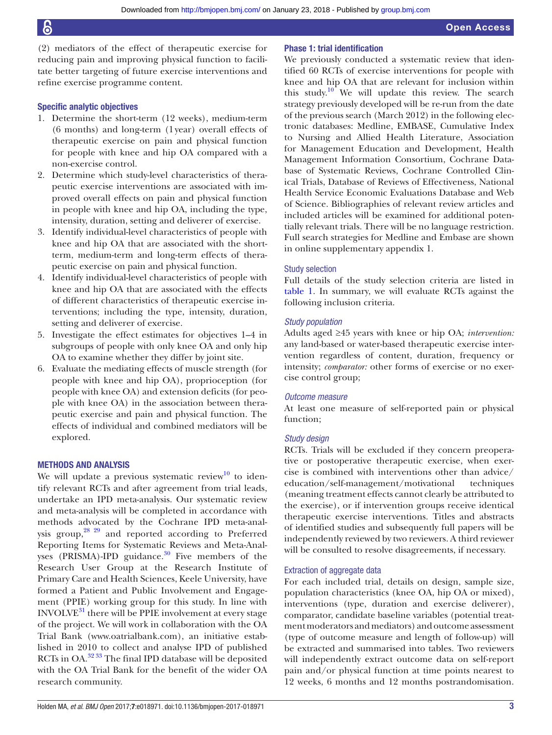(2) mediators of the effect of therapeutic exercise for reducing pain and improving physical function to facilitate better targeting of future exercise interventions and refine exercise programme content.

### Specific analytic objectives

1. Determine the short-term (12 weeks), medium-term (6 months) and long-term (1 year) overall effects of therapeutic exercise on pain and physical function for people with knee and hip OA compared with a non-exercise control.
2. Determine which study-level characteristics of therapeutic exercise interventions are associated with improved overall effects on pain and physical function in people with knee and hip OA, including the type, intensity, duration, setting and deliverer of exercise.
3. Identify individual-level characteristics of people with knee and hip OA that are associated with the short-term, medium-term and long-term effects of therapeutic exercise on pain and physical function.
4. Identify individual-level characteristics of people with knee and hip OA that are associated with the effects of different characteristics of therapeutic exercise interventions; including the type, intensity, duration, setting and deliverer of exercise.
5. Investigate the effect estimates for objectives 1–4 in subgroups of people with only knee OA and only hip OA to examine whether they differ by joint site.
6. Evaluate the mediating effects of muscle strength (for people with knee and hip OA), proprioception (for people with knee OA) and extension deficits (for people with knee OA) in the association between therapeutic exercise and pain and physical function. The effects of individual and combined mediators will be explored.

## METHODS AND ANALYSIS

We will update a previous systematic review[10] to identify relevant RCTs and after agreement from trial leads, undertake an IPD meta-analysis. Our systematic review and meta-analysis will be completed in accordance with methods advocated by the Cochrane IPD meta-analysis group,[28 29] and reported according to Preferred Reporting Items for Systematic Reviews and Meta-Analyses (PRISMA)-IPD guidance.[30] Five members of the Research User Group at the Research Institute of Primary Care and Health Sciences, Keele University, have formed a Patient and Public Involvement and Engagement (PPIE) working group for this study. In line with INVOLVE[31] there will be PPIE involvement at every stage of the project. We will work in collaboration with the OA Trial Bank (www.oatrialbank.com), an initiative established in 2010 to collect and analyse IPD of published RCTs in OA.[32 33] The final IPD database will be deposited with the OA Trial Bank for the benefit of the wider OA research community.

### Phase 1: trial identification

We previously conducted a systematic review that identified 60 RCTs of exercise interventions for people with knee and hip OA that are relevant for inclusion within this study.[10] We will update this review. The search strategy previously developed will be re-run from the date of the previous search (March 2012) in the following electronic databases: Medline, EMBASE, Cumulative Index to Nursing and Allied Health Literature, Association for Management Education and Development, Health Management Information Consortium, Cochrane Database of Systematic Reviews, Cochrane Controlled Clinical Trials, Database of Reviews of Effectiveness, National Health Service Economic Evaluations Database and Web of Science. Bibliographies of relevant review articles and included articles will be examined for additional potentially relevant trials. There will be no language restriction. Full search strategies for Medline and Embase are shown in online supplementary appendix 1.

#### Study selection

Full details of the study selection criteria are listed in table 1. In summary, we will evaluate RCTs against the following inclusion criteria.

#### *Study population*

Adults aged ≥45 years with knee or hip OA; *intervention:* any land-based or water-based therapeutic exercise intervention regardless of content, duration, frequency or intensity; *comparator:* other forms of exercise or no exercise control group;

#### *Outcome measure*

At least one measure of self-reported pain or physical function;

#### *Study design*

RCTs. Trials will be excluded if they concern preoperative or postoperative therapeutic exercise, when exercise is combined with interventions other than advice/education/self-management/motivational techniques (meaning treatment effects cannot clearly be attributed to the exercise), or if intervention groups receive identical therapeutic exercise interventions. Titles and abstracts of identified studies and subsequently full papers will be independently reviewed by two reviewers. A third reviewer will be consulted to resolve disagreements, if necessary.

#### Extraction of aggregate data

For each included trial, details on design, sample size, population characteristics (knee OA, hip OA or mixed), interventions (type, duration and exercise deliverer), comparator, candidate baseline variables (potential treatment moderators and mediators) and outcome assessment (type of outcome measure and length of follow-up) will be extracted and summarised into tables. Two reviewers will independently extract outcome data on self-report pain and/or physical function at time points nearest to 12 weeks, 6 months and 12 months postrandomisation.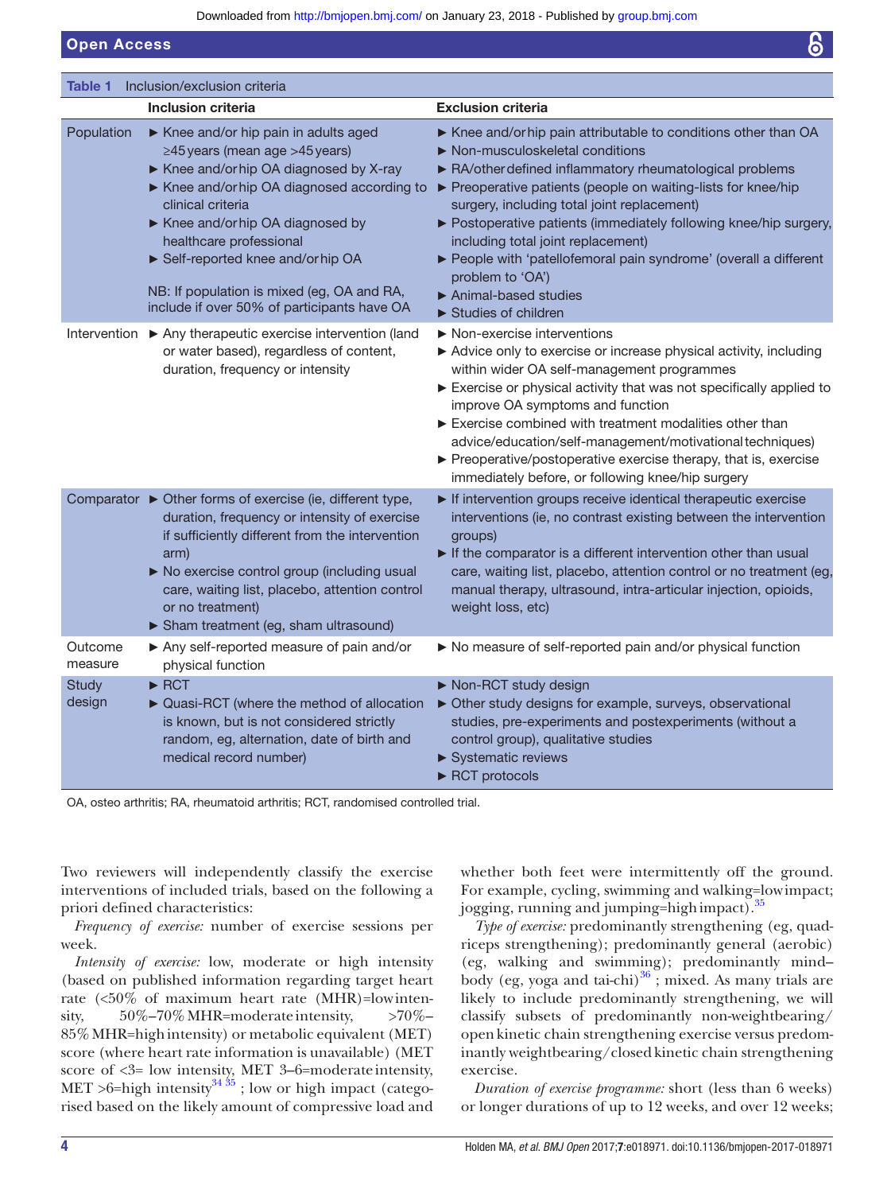**Table 1** Inclusion/exclusion criteria

| | Inclusion criteria | Exclusion criteria |
|---|---|---|
| Population | ► Knee and/or hip pain in adults aged ≥45 years (mean age >45 years)<br>► Knee and/or hip OA diagnosed by X-ray<br>► Knee and/or hip OA diagnosed according to clinical criteria<br>► Knee and/or hip OA diagnosed by healthcare professional<br>► Self-reported knee and/or hip OA<br><br>NB: If population is mixed (eg, OA and RA, include if over 50% of participants have OA | ► Knee and/or hip pain attributable to conditions other than OA<br>► Non-musculoskeletal conditions<br>► RA/other defined inflammatory rheumatological problems<br>► Preoperative patients (people on waiting-lists for knee/hip surgery, including total joint replacement)<br>► Postoperative patients (immediately following knee/hip surgery, including total joint replacement)<br>► People with 'patellofemoral pain syndrome' (overall a different problem to 'OA')<br>► Animal-based studies<br>► Studies of children |
| Intervention | ► Any therapeutic exercise intervention (land or water based), regardless of content, duration, frequency or intensity | ► Non-exercise interventions<br>► Advice only to exercise or increase physical activity, including within wider OA self-management programmes<br>► Exercise or physical activity that was not specifically applied to improve OA symptoms and function<br>► Exercise combined with treatment modalities other than advice/education/self-management/motivational techniques)<br>► Preoperative/postoperative exercise therapy, that is, exercise immediately before, or following knee/hip surgery |
| Comparator | ► Other forms of exercise (ie, different type, duration, frequency or intensity of exercise if sufficiently different from the intervention arm)<br>► No exercise control group (including usual care, waiting list, placebo, attention control or no treatment)<br>► Sham treatment (eg, sham ultrasound) | ► If intervention groups receive identical therapeutic exercise interventions (ie, no contrast existing between the intervention groups)<br>► If the comparator is a different intervention other than usual care, waiting list, placebo, attention control or no treatment (eg, manual therapy, ultrasound, intra-articular injection, opioids, weight loss, etc) |
| Outcome measure | ► Any self-reported measure of pain and/or physical function | ► No measure of self-reported pain and/or physical function |
| Study design | ► RCT<br>► Quasi-RCT (where the method of allocation is known, but is not considered strictly random, eg, alternation, date of birth and medical record number) | ► Non-RCT study design<br>► Other study designs for example, surveys, observational studies, pre-experiments and postexperiments (without a control group), qualitative studies<br>► Systematic reviews<br>► RCT protocols |

OA, osteo arthritis; RA, rheumatoid arthritis; RCT, randomised controlled trial.

Two reviewers will independently classify the exercise interventions of included trials, based on the following a priori defined characteristics:

*Frequency of exercise:* number of exercise sessions per week.

*Intensity of exercise:* low, moderate or high intensity (based on published information regarding target heart rate (<50% of maximum heart rate (MHR)=low intensity, 50%–70% MHR=moderate intensity, >70%–85% MHR=high intensity) or metabolic equivalent (MET) score (where heart rate information is unavailable) (MET score of <3= low intensity, MET 3–6=moderate intensity, MET >6=high intensity[34 35]; low or high impact (categorised based on the likely amount of compressive load and whether both feet were intermittently off the ground. For example, cycling, swimming and walking=low impact; jogging, running and jumping=high impact).[35]

*Type of exercise:* predominantly strengthening (eg, quadriceps strengthening); predominantly general (aerobic) (eg, walking and swimming); predominantly mind–body (eg, yoga and tai-chi)[36]; mixed. As many trials are likely to include predominantly strengthening, we will classify subsets of predominantly non-weightbearing/open kinetic chain strengthening exercise versus predominantly weightbearing/closed kinetic chain strengthening exercise.

*Duration of exercise programme:* short (less than 6 weeks) or longer durations of up to 12 weeks, and over 12 weeks;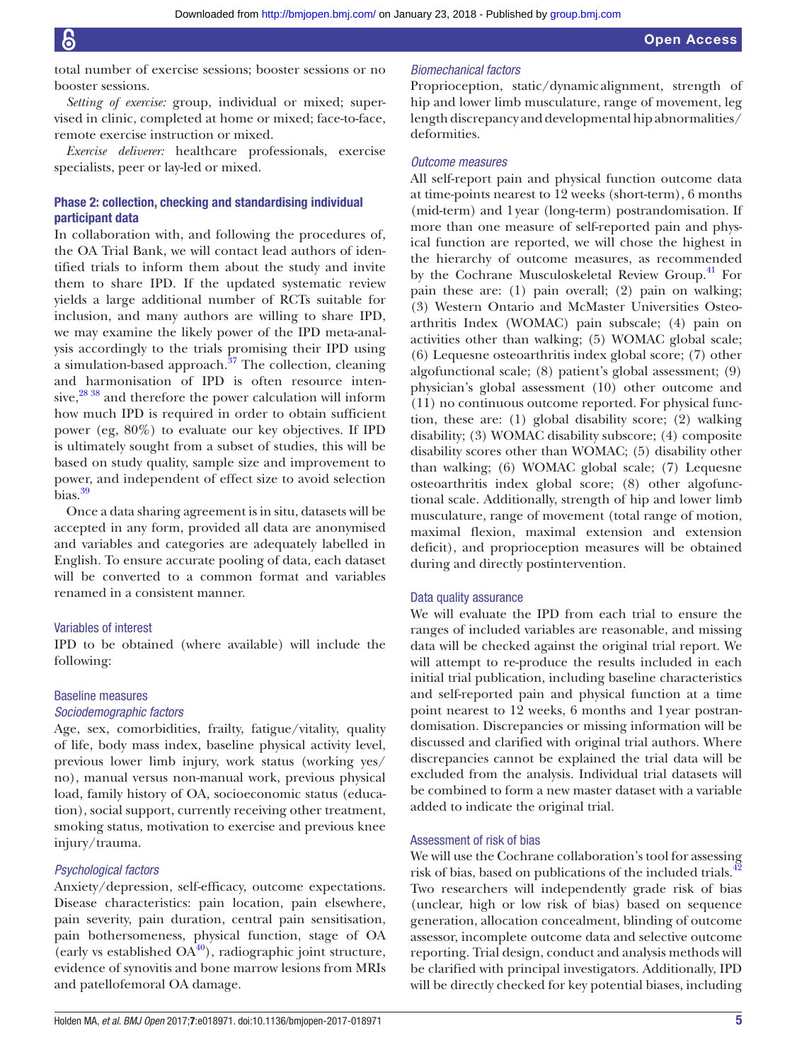total number of exercise sessions; booster sessions or no booster sessions.

*Setting of exercise:* group, individual or mixed; supervised in clinic, completed at home or mixed; face-to-face, remote exercise instruction or mixed.

*Exercise deliverer:* healthcare professionals, exercise specialists, peer or lay-led or mixed.

### Phase 2: collection, checking and standardising individual participant data

In collaboration with, and following the procedures of, the OA Trial Bank, we will contact lead authors of identified trials to inform them about the study and invite them to share IPD. If the updated systematic review yields a large additional number of RCTs suitable for inclusion, and many authors are willing to share IPD, we may examine the likely power of the IPD meta-analysis accordingly to the trials promising their IPD using a simulation-based approach.[37] The collection, cleaning and harmonisation of IPD is often resource intensive,[28 38] and therefore the power calculation will inform how much IPD is required in order to obtain sufficient power (eg, 80%) to evaluate our key objectives. If IPD is ultimately sought from a subset of studies, this will be based on study quality, sample size and improvement to power, and independent of effect size to avoid selection bias.[39]

Once a data sharing agreement is in situ, datasets will be accepted in any form, provided all data are anonymised and variables and categories are adequately labelled in English. To ensure accurate pooling of data, each dataset will be converted to a common format and variables renamed in a consistent manner.

#### Variables of interest

IPD to be obtained (where available) will include the following:

#### Baseline measures

##### *Sociodemographic factors*

Age, sex, comorbidities, frailty, fatigue/vitality, quality of life, body mass index, baseline physical activity level, previous lower limb injury, work status (working yes/no), manual versus non-manual work, previous physical load, family history of OA, socioeconomic status (education), social support, currently receiving other treatment, smoking status, motivation to exercise and previous knee injury/trauma.

##### *Psychological factors*

Anxiety/depression, self-efficacy, outcome expectations. Disease characteristics: pain location, pain elsewhere, pain severity, pain duration, central pain sensitisation, pain bothersomeness, physical function, stage of OA (early vs established OA[40]), radiographic joint structure, evidence of synovitis and bone marrow lesions from MRIs and patellofemoral OA damage.

##### *Biomechanical factors*

Proprioception, static/dynamic alignment, strength of hip and lower limb musculature, range of movement, leg length discrepancy and developmental hip abnormalities/deformities.

##### *Outcome measures*

All self-report pain and physical function outcome data at time-points nearest to 12 weeks (short-term), 6 months (mid-term) and 1 year (long-term) postrandomisation. If more than one measure of self-reported pain and physical function are reported, we will chose the highest in the hierarchy of outcome measures, as recommended by the Cochrane Musculoskeletal Review Group.[41] For pain these are: (1) pain overall; (2) pain on walking; (3) Western Ontario and McMaster Universities Osteoarthritis Index (WOMAC) pain subscale; (4) pain on activities other than walking; (5) WOMAC global scale; (6) Lequesne osteoarthritis index global score; (7) other algofunctional scale; (8) patient's global assessment; (9) physician's global assessment (10) other outcome and (11) no continuous outcome reported. For physical function, these are: (1) global disability score; (2) walking disability; (3) WOMAC disability subscore; (4) composite disability scores other than WOMAC; (5) disability other than walking; (6) WOMAC global scale; (7) Lequesne osteoarthritis index global score; (8) other algofunctional scale. Additionally, strength of hip and lower limb musculature, range of movement (total range of motion, maximal flexion, maximal extension and extension deficit), and proprioception measures will be obtained during and directly postintervention.

#### Data quality assurance

We will evaluate the IPD from each trial to ensure the ranges of included variables are reasonable, and missing data will be checked against the original trial report. We will attempt to re-produce the results included in each initial trial publication, including baseline characteristics and self-reported pain and physical function at a time point nearest to 12 weeks, 6 months and 1 year postrandomisation. Discrepancies or missing information will be discussed and clarified with original trial authors. Where discrepancies cannot be explained the trial data will be excluded from the analysis. Individual trial datasets will be combined to form a new master dataset with a variable added to indicate the original trial.

#### Assessment of risk of bias

We will use the Cochrane collaboration's tool for assessing risk of bias, based on publications of the included trials.[42] Two researchers will independently grade risk of bias (unclear, high or low risk of bias) based on sequence generation, allocation concealment, blinding of outcome assessor, incomplete outcome data and selective outcome reporting. Trial design, conduct and analysis methods will be clarified with principal investigators. Additionally, IPD will be directly checked for key potential biases, including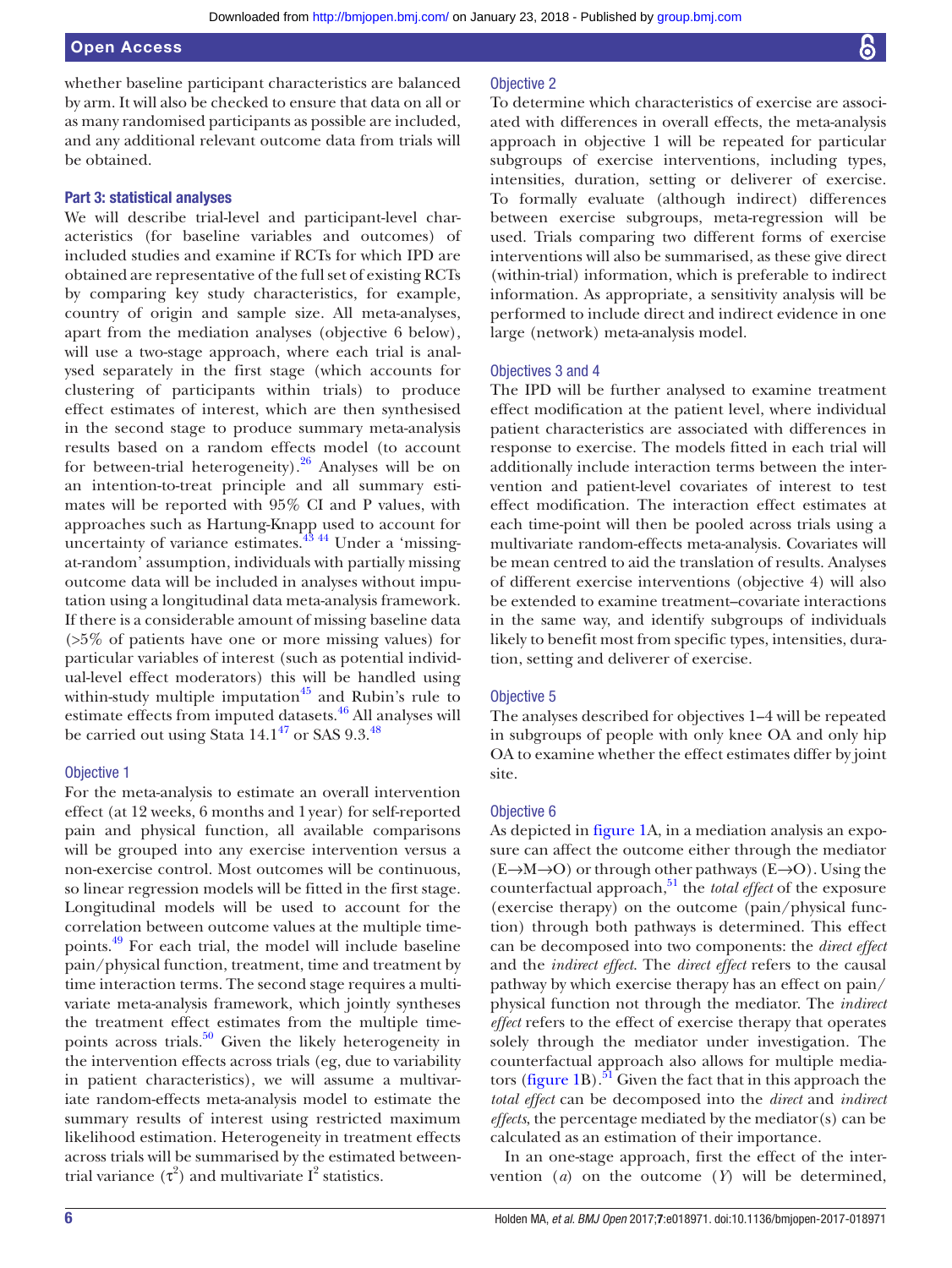whether baseline participant characteristics are balanced by arm. It will also be checked to ensure that data on all or as many randomised participants as possible are included, and any additional relevant outcome data from trials will be obtained.

## Part 3: statistical analyses

We will describe trial-level and participant-level characteristics (for baseline variables and outcomes) of included studies and examine if RCTs for which IPD are obtained are representative of the full set of existing RCTs by comparing key study characteristics, for example, country of origin and sample size. All meta-analyses, apart from the mediation analyses (objective 6 below), will use a two-stage approach, where each trial is analysed separately in the first stage (which accounts for clustering of participants within trials) to produce effect estimates of interest, which are then synthesised in the second stage to produce summary meta-analysis results based on a random effects model (to account for between-trial heterogeneity).[26] Analyses will be on an intention-to-treat principle and all summary estimates will be reported with 95% CI and P values, with approaches such as Hartung-Knapp used to account for uncertainty of variance estimates.[43 44] Under a 'missing-at-random' assumption, individuals with partially missing outcome data will be included in analyses without imputation using a longitudinal data meta-analysis framework. If there is a considerable amount of missing baseline data (>5% of patients have one or more missing values) for particular variables of interest (such as potential individual-level effect moderators) this will be handled using within-study multiple imputation[45] and Rubin's rule to estimate effects from imputed datasets.[46] All analyses will be carried out using Stata 14.1[47] or SAS 9.3.[48]

### Objective 1

For the meta-analysis to estimate an overall intervention effect (at 12 weeks, 6 months and 1 year) for self-reported pain and physical function, all available comparisons will be grouped into any exercise intervention versus a non-exercise control. Most outcomes will be continuous, so linear regression models will be fitted in the first stage. Longitudinal models will be used to account for the correlation between outcome values at the multiple time-points.[49] For each trial, the model will include baseline pain/physical function, treatment, time and treatment by time interaction terms. The second stage requires a multivariate meta-analysis framework, which jointly syntheses the treatment effect estimates from the multiple time-points across trials.[50] Given the likely heterogeneity in the intervention effects across trials (eg, due to variability in patient characteristics), we will assume a multivariate random-effects meta-analysis model to estimate the summary results of interest using restricted maximum likelihood estimation. Heterogeneity in treatment effects across trials will be summarised by the estimated between-trial variance ($\tau^2$) and multivariate $I^2$ statistics.

### Objective 2

To determine which characteristics of exercise are associated with differences in overall effects, the meta-analysis approach in objective 1 will be repeated for particular subgroups of exercise interventions, including types, intensities, duration, setting or deliverer of exercise. To formally evaluate (although indirect) differences between exercise subgroups, meta-regression will be used. Trials comparing two different forms of exercise interventions will also be summarised, as these give direct (within-trial) information, which is preferable to indirect information. As appropriate, a sensitivity analysis will be performed to include direct and indirect evidence in one large (network) meta-analysis model.

### Objectives 3 and 4

The IPD will be further analysed to examine treatment effect modification at the patient level, where individual patient characteristics are associated with differences in response to exercise. The models fitted in each trial will additionally include interaction terms between the intervention and patient-level covariates of interest to test effect modification. The interaction effect estimates at each time-point will then be pooled across trials using a multivariate random-effects meta-analysis. Covariates will be mean centred to aid the translation of results. Analyses of different exercise interventions (objective 4) will also be extended to examine treatment–covariate interactions in the same way, and identify subgroups of individuals likely to benefit most from specific types, intensities, duration, setting and deliverer of exercise.

### Objective 5

The analyses described for objectives 1–4 will be repeated in subgroups of people with only knee OA and only hip OA to examine whether the effect estimates differ by joint site.

### Objective 6

As depicted in figure 1A, in a mediation analysis an exposure can affect the outcome either through the mediator (E→M→O) or through other pathways (E→O). Using the counterfactual approach,[51] the *total effect* of the exposure (exercise therapy) on the outcome (pain/physical function) through both pathways is determined. This effect can be decomposed into two components: the *direct effect* and the *indirect effect*. The *direct effect* refers to the causal pathway by which exercise therapy has an effect on pain/physical function not through the mediator. The *indirect effect* refers to the effect of exercise therapy that operates solely through the mediator under investigation. The counterfactual approach also allows for multiple mediators (figure 1B).[51] Given the fact that in this approach the *total effect* can be decomposed into the *direct* and *indirect effects*, the percentage mediated by the mediator(s) can be calculated as an estimation of their importance.

In an one-stage approach, first the effect of the intervention ($a$) on the outcome ($Y$) will be determined,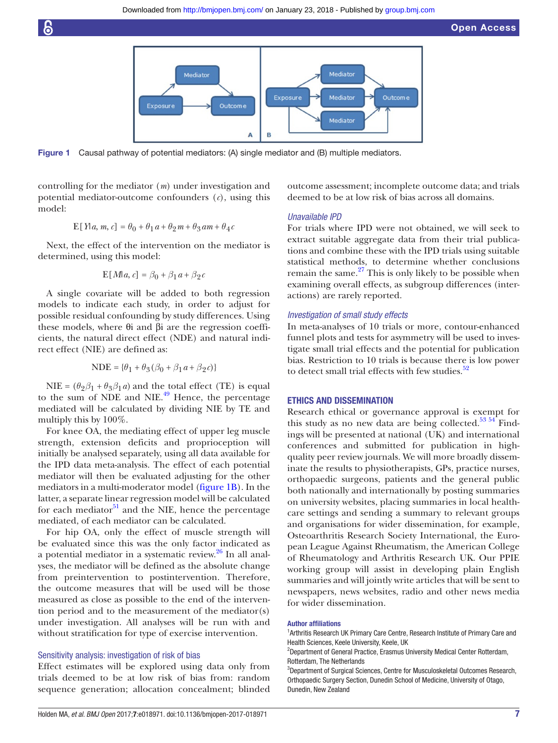Figure 1 Causal pathway of potential mediators: (A) single mediator and (B) multiple mediators.

controlling for the mediator ($m$) under investigation and potential mediator-outcome confounders ($c$), using this model:

$$E[Y|a, m, c] = \theta_0 + \theta_1 a + \theta_2 m + \theta_3 am + \theta_4 c$$

Next, the effect of the intervention on the mediator is determined, using this model:

$$E[M|a, c] = \beta_0 + \beta_1 a + \beta_2 c$$

A single covariate will be added to both regression models to indicate each study, in order to adjust for possible residual confounding by study differences. Using these models, where θi and βi are the regression coefficients, the natural direct effect (NDE) and natural indirect effect (NIE) are defined as:

$$\text{NDE} = \{\theta_1 + \theta_3(\beta_0 + \beta_1 a + \beta_2 c)\}$$

NIE = $(\theta_2\beta_1 + \theta_3\beta_1 a)$ and the total effect (TE) is equal to the sum of NDE and NIE.[49] Hence, the percentage mediated will be calculated by dividing NIE by TE and multiply this by 100%.

For knee OA, the mediating effect of upper leg muscle strength, extension deficits and proprioception will initially be analysed separately, using all data available for the IPD data meta-analysis. The effect of each potential mediator will then be evaluated adjusting for the other mediators in a multi-moderator model (figure 1B). In the latter, a separate linear regression model will be calculated for each mediator[51] and the NIE, hence the percentage mediated, of each mediator can be calculated.

For hip OA, only the effect of muscle strength will be evaluated since this was the only factor indicated as a potential mediator in a systematic review.[26] In all analyses, the mediator will be defined as the absolute change from preintervention to postintervention. Therefore, the outcome measures that will be used will be those measured as close as possible to the end of the intervention period and to the measurement of the mediator(s) under investigation. All analyses will be run with and without stratification for type of exercise intervention.

### Sensitivity analysis: investigation of risk of bias

Effect estimates will be explored using data only from trials deemed to be at low risk of bias from: random sequence generation; allocation concealment; blinded outcome assessment; incomplete outcome data; and trials deemed to be at low risk of bias across all domains.

### Unavailable IPD

For trials where IPD were not obtained, we will seek to extract suitable aggregate data from their trial publications and combine these with the IPD trials using suitable statistical methods, to determine whether conclusions remain the same.[27] This is only likely to be possible when examining overall effects, as subgroup differences (interactions) are rarely reported.

### Investigation of small study effects

In meta-analyses of 10 trials or more, contour-enhanced funnel plots and tests for asymmetry will be used to investigate small trial effects and the potential for publication bias. Restriction to 10 trials is because there is low power to detect small trial effects with few studies.[52]

## ETHICS AND DISSEMINATION

Research ethical or governance approval is exempt for this study as no new data are being collected.[53 54] Findings will be presented at national (UK) and international conferences and submitted for publication in high-quality peer review journals. We will more broadly disseminate the results to physiotherapists, GPs, practice nurses, orthopaedic surgeons, patients and the general public both nationally and internationally by posting summaries on university websites, placing summaries in local healthcare settings and sending a summary to relevant groups and organisations for wider dissemination, for example, Osteoarthritis Research Society International, the European League Against Rheumatism, the American College of Rheumatology and Arthritis Research UK. Our PPIE working group will assist in developing plain English summaries and will jointly write articles that will be sent to newspapers, news websites, radio and other news media for wider dissemination.

**Author affiliations**

[1]Arthritis Research UK Primary Care Centre, Research Institute of Primary Care and Health Sciences, Keele University, Keele, UK
[2]Department of General Practice, Erasmus University Medical Center Rotterdam, Rotterdam, The Netherlands
[3]Department of Surgical Sciences, Centre for Musculoskeletal Outcomes Research, Orthopaedic Surgery Section, Dunedin School of Medicine, University of Otago, Dunedin, New Zealand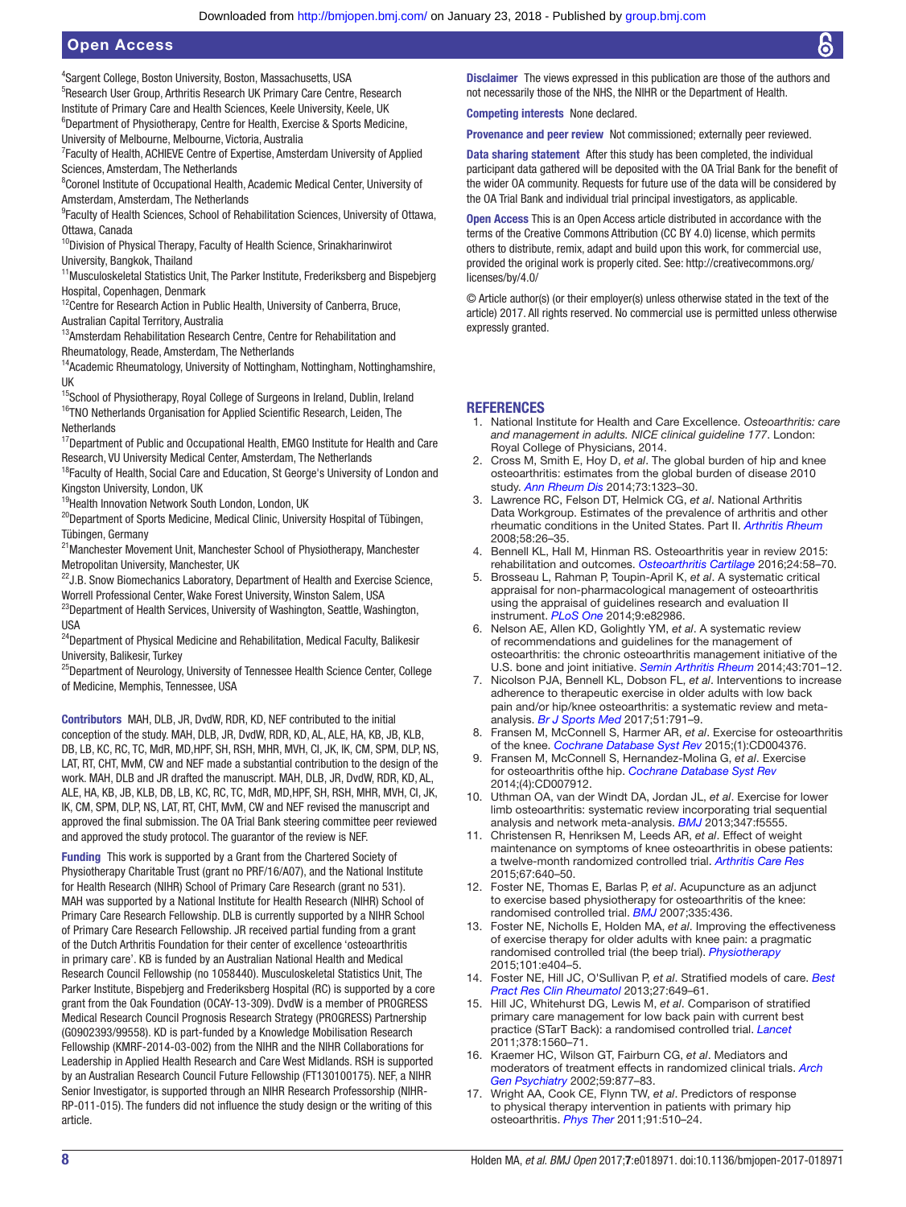[4]Sargent College, Boston University, Boston, Massachusetts, USA
[5]Research User Group, Arthritis Research UK Primary Care Centre, Research Institute of Primary Care and Health Sciences, Keele University, Keele, UK
[6]Department of Physiotherapy, Centre for Health, Exercise & Sports Medicine, University of Melbourne, Melbourne, Victoria, Australia
[7]Faculty of Health, ACHIEVE Centre of Expertise, Amsterdam University of Applied Sciences, Amsterdam, The Netherlands
[8]Coronel Institute of Occupational Health, Academic Medical Center, University of Amsterdam, Amsterdam, The Netherlands
[9]Faculty of Health Sciences, School of Rehabilitation Sciences, University of Ottawa, Ottawa, Canada
[10]Division of Physical Therapy, Faculty of Health Science, Srinakharinwirot University, Bangkok, Thailand
[11]Musculoskeletal Statistics Unit, The Parker Institute, Frederiksberg and Bispebjerg Hospital, Copenhagen, Denmark
[12]Centre for Research Action in Public Health, University of Canberra, Bruce, Australian Capital Territory, Australia
[13]Amsterdam Rehabilitation Research Centre, Centre for Rehabilitation and Rheumatology, Reade, Amsterdam, The Netherlands
[14]Academic Rheumatology, University of Nottingham, Nottingham, Nottinghamshire, UK
[15]School of Physiotherapy, Royal College of Surgeons in Ireland, Dublin, Ireland
[16]TNO Netherlands Organisation for Applied Scientific Research, Leiden, The Netherlands
[17]Department of Public and Occupational Health, EMGO Institute for Health and Care Research, VU University Medical Center, Amsterdam, The Netherlands
[18]Faculty of Health, Social Care and Education, St George's University of London and Kingston University, London, UK
[19]Health Innovation Network South London, London, UK
[20]Department of Sports Medicine, Medical Clinic, University Hospital of Tübingen, Tübingen, Germany
[21]Manchester Movement Unit, Manchester School of Physiotherapy, Manchester Metropolitan University, Manchester, UK
[22]J.B. Snow Biomechanics Laboratory, Department of Health and Exercise Science, Worrell Professional Center, Wake Forest University, Winston Salem, USA
[23]Department of Health Services, University of Washington, Seattle, Washington, USA
[24]Department of Physical Medicine and Rehabilitation, Medical Faculty, Balikesir University, Balikesir, Turkey
[25]Department of Neurology, University of Tennessee Health Science Center, College of Medicine, Memphis, Tennessee, USA

**Contributors** MAH, DLB, JR, DvdW, RDR, KD, NEF contributed to the initial conception of the study. MAH, DLB, JR, DvdW, RDR, KD, AL, ALE, HA, KB, JB, KLB, DB, LB, KC, RC, TC, MdR, MD,HPF, SH, RSH, MHR, MVH, CI, JK, IK, CM, SPM, DLP, NS, LAT, RT, CHT, MvM, CW and NEF made a substantial contribution to the design of the work. MAH, DLB and JR drafted the manuscript. MAH, DLB, JR, DvdW, RDR, KD, AL, ALE, HA, KB, JB, KLB, DB, LB, KC, RC, TC, MdR, MD,HPF, SH, RSH, MHR, MVH, CI, JK, IK, CM, SPM, DLP, NS, LAT, RT, CHT, MvM, CW and NEF revised the manuscript and approved the final submission. The OA Trial Bank steering committee peer reviewed and approved the study protocol. The guarantor of the review is NEF.

**Funding** This work is supported by a Grant from the Chartered Society of Physiotherapy Charitable Trust (grant no PRF/16/A07), and the National Institute for Health Research (NIHR) School of Primary Care Research (grant no 531). MAH was supported by a National Institute for Health Research (NIHR) School of Primary Care Research Fellowship. DLB is currently supported by a NIHR School of Primary Care Research Fellowship. JR received partial funding from a grant of the Dutch Arthritis Foundation for their center of excellence 'osteoarthritis in primary care'. KB is funded by an Australian National Health and Medical Research Council Fellowship (no 1058440). Musculoskeletal Statistics Unit, The Parker Institute, Bispebjerg and Frederiksberg Hospital (RC) is supported by a core grant from the Oak Foundation (OCAY-13-309). DvdW is a member of PROGRESS Medical Research Council Prognosis Research Strategy (PROGRESS) Partnership (G0902393/99558). KD is part-funded by a Knowledge Mobilisation Research Fellowship (KMRF-2014-03-002) from the NIHR and the NIHR Collaborations for Leadership in Applied Health Research and Care West Midlands. RSH is supported by an Australian Research Council Future Fellowship (FT130100175). NEF, a NIHR Senior Investigator, is supported through an NIHR Research Professorship (NIHR-RP-011-015). The funders did not influence the study design or the writing of this article.

**Disclaimer** The views expressed in this publication are those of the authors and not necessarily those of the NHS, the NIHR or the Department of Health.

**Competing interests** None declared.

**Provenance and peer review** Not commissioned; externally peer reviewed.

**Data sharing statement** After this study has been completed, the individual participant data gathered will be deposited with the OA Trial Bank for the benefit of the wider OA community. Requests for future use of the data will be considered by the OA Trial Bank and individual trial principal investigators, as applicable.

**Open Access** This is an Open Access article distributed in accordance with the terms of the Creative Commons Attribution (CC BY 4.0) license, which permits others to distribute, remix, adapt and build upon this work, for commercial use, provided the original work is properly cited. See: http://creativecommons.org/licenses/by/4.0/

© Article author(s) (or their employer(s) unless otherwise stated in the text of the article) 2017. All rights reserved. No commercial use is permitted unless otherwise expressly granted.

## REFERENCES

1. National Institute for Health and Care Excellence. *Osteoarthritis: care and management in adults. NICE clinical guideline 177*. London: Royal College of Physicians, 2014.
2. Cross M, Smith E, Hoy D, *et al*. The global burden of hip and knee osteoarthritis: estimates from the global burden of disease 2010 study. *Ann Rheum Dis* 2014;73:1323–30.
3. Lawrence RC, Felson DT, Helmick CG, *et al*. National Arthritis Data Workgroup. Estimates of the prevalence of arthritis and other rheumatic conditions in the United States. Part II. *Arthritis Rheum* 2008;58:26–35.
4. Bennell KL, Hall M, Hinman RS. Osteoarthritis year in review 2015: rehabilitation and outcomes. *Osteoarthritis Cartilage* 2016;24:58–70.
5. Brosseau L, Rahman P, Toupin-April K, *et al*. A systematic critical appraisal for non-pharmacological management of osteoarthritis using the appraisal of guidelines research and evaluation II instrument. *PLoS One* 2014;9:e82986.
6. Nelson AE, Allen KD, Golightly YM, *et al*. A systematic review of recommendations and guidelines for the management of osteoarthritis: the chronic osteoarthritis management initiative of the U.S. bone and joint initiative. *Semin Arthritis Rheum* 2014;43:701–12.
7. Nicolson PJA, Bennell KL, Dobson FL, *et al*. Interventions to increase adherence to therapeutic exercise in older adults with low back pain and/or hip/knee osteoarthritis: a systematic review and meta-analysis. *Br J Sports Med* 2017;51:791–9.
8. Fransen M, McConnell S, Harmer AR, *et al*. Exercise for osteoarthritis of the knee. *Cochrane Database Syst Rev* 2015;(1):CD004376.
9. Fransen M, McConnell S, Hernandez-Molina G, *et al*. Exercise for osteoarthritis ofthe hip. *Cochrane Database Syst Rev* 2014;(4):CD007912.
10. Uthman OA, van der Windt DA, Jordan JL, *et al*. Exercise for lower limb osteoarthritis: systematic review incorporating trial sequential analysis and network meta-analysis. *BMJ* 2013;347:f5555.
11. Christensen R, Henriksen M, Leeds AR, *et al*. Effect of weight maintenance on symptoms of knee osteoarthritis in obese patients: a twelve-month randomized controlled trial. *Arthritis Care Res* 2015;67:640–50.
12. Foster NE, Thomas E, Barlas P, *et al*. Acupuncture as an adjunct to exercise based physiotherapy for osteoarthritis of the knee: randomised controlled trial. *BMJ* 2007;335:436.
13. Foster NE, Nicholls E, Holden MA, *et al*. Improving the effectiveness of exercise therapy for older adults with knee pain: a pragmatic randomised controlled trial (the beep trial). *Physiotherapy* 2015;101:e404–5.
14. Foster NE, Hill JC, O'Sullivan P, *et al*. Stratified models of care. *Best Pract Res Clin Rheumatol* 2013;27:649–61.
15. Hill JC, Whitehurst DG, Lewis M, *et al*. Comparison of stratified primary care management for low back pain with current best practice (STarT Back): a randomised controlled trial. *Lancet* 2011;378:1560–71.
16. Kraemer HC, Wilson GT, Fairburn CG, *et al*. Mediators and moderators of treatment effects in randomized clinical trials. *Arch Gen Psychiatry* 2002;59:877–83.
17. Wright AA, Cook CE, Flynn TW, *et al*. Predictors of response to physical therapy intervention in patients with primary hip osteoarthritis. *Phys Ther* 2011;91:510–24.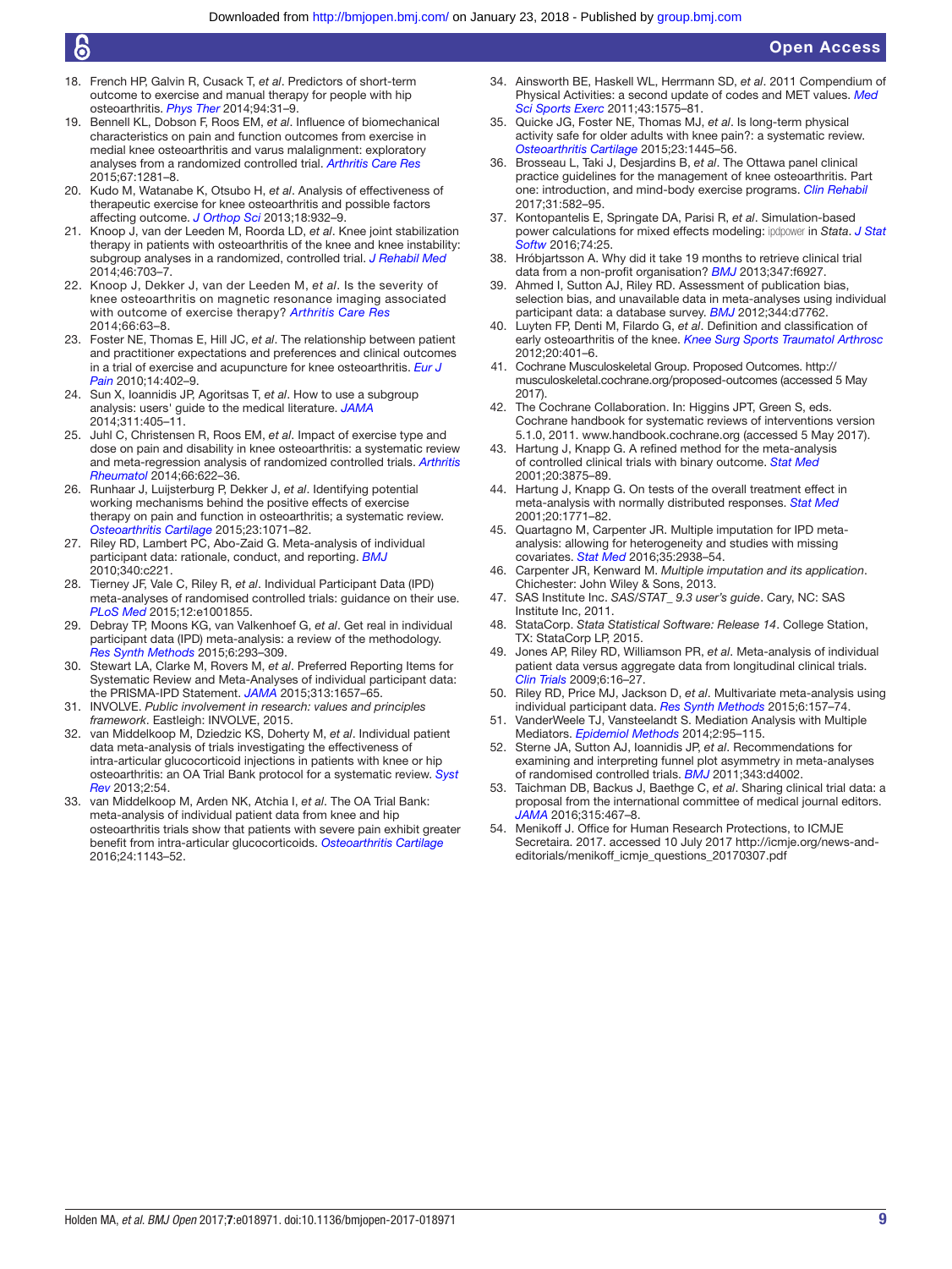18. French HP, Galvin R, Cusack T, *et al*. Predictors of short-term outcome to exercise and manual therapy for people with hip osteoarthritis. *Phys Ther* 2014;94:31–9.
19. Bennell KL, Dobson F, Roos EM, *et al*. Influence of biomechanical characteristics on pain and function outcomes from exercise in medial knee osteoarthritis and varus malalignment: exploratory analyses from a randomized controlled trial. *Arthritis Care Res* 2015;67:1281–8.
20. Kudo M, Watanabe K, Otsubo H, *et al*. Analysis of effectiveness of therapeutic exercise for knee osteoarthritis and possible factors affecting outcome. *J Orthop Sci* 2013;18:932–9.
21. Knoop J, van der Leeden M, Roorda LD, *et al*. Knee joint stabilization therapy in patients with osteoarthritis of the knee and knee instability: subgroup analyses in a randomized, controlled trial. *J Rehabil Med* 2014;46:703–7.
22. Knoop J, Dekker J, van der Leeden M, *et al*. Is the severity of knee osteoarthritis on magnetic resonance imaging associated with outcome of exercise therapy? *Arthritis Care Res* 2014;66:63–8.
23. Foster NE, Thomas E, Hill JC, *et al*. The relationship between patient and practitioner expectations and preferences and clinical outcomes in a trial of exercise and acupuncture for knee osteoarthritis. *Eur J Pain* 2010;14:402–9.
24. Sun X, Ioannidis JP, Agoritsas T, *et al*. How to use a subgroup analysis: users' guide to the medical literature. *JAMA* 2014;311:405–11.
25. Juhl C, Christensen R, Roos EM, *et al*. Impact of exercise type and dose on pain and disability in knee osteoarthritis: a systematic review and meta-regression analysis of randomized controlled trials. *Arthritis Rheumatol* 2014;66:622–36.
26. Runhaar J, Luijsterburg P, Dekker J, *et al*. Identifying potential working mechanisms behind the positive effects of exercise therapy on pain and function in osteoarthritis; a systematic review. *Osteoarthritis Cartilage* 2015;23:1071–82.
27. Riley RD, Lambert PC, Abo-Zaid G. Meta-analysis of individual participant data: rationale, conduct, and reporting. *BMJ* 2010;340:c221.
28. Tierney JF, Vale C, Riley R, *et al*. Individual Participant Data (IPD) meta-analyses of randomised controlled trials: guidance on their use. *PLoS Med* 2015;12:e1001855.
29. Debray TP, Moons KG, van Valkenhoef G, *et al*. Get real in individual participant data (IPD) meta-analysis: a review of the methodology. *Res Synth Methods* 2015;6:293–309.
30. Stewart LA, Clarke M, Rovers M, *et al*. Preferred Reporting Items for Systematic Review and Meta-Analyses of individual participant data: the PRISMA-IPD Statement. *JAMA* 2015;313:1657–65.
31. INVOLVE. *Public involvement in research: values and principles framework*. Eastleigh: INVOLVE, 2015.
32. van Middelkoop M, Dziedzic KS, Doherty M, *et al*. Individual patient data meta-analysis of trials investigating the effectiveness of intra-articular glucocorticoid injections in patients with knee or hip osteoarthritis: an OA Trial Bank protocol for a systematic review. *Syst Rev* 2013;2:54.
33. van Middelkoop M, Arden NK, Atchia I, *et al*. The OA Trial Bank: meta-analysis of individual patient data from knee and hip osteoarthritis trials show that patients with severe pain exhibit greater benefit from intra-articular glucocorticoids. *Osteoarthritis Cartilage* 2016;24:1143–52.
34. Ainsworth BE, Haskell WL, Herrmann SD, *et al*. 2011 Compendium of Physical Activities: a second update of codes and MET values. *Med Sci Sports Exerc* 2011;43:1575–81.
35. Quicke JG, Foster NE, Thomas MJ, *et al*. Is long-term physical activity safe for older adults with knee pain?: a systematic review. *Osteoarthritis Cartilage* 2015;23:1445–56.
36. Brosseau L, Taki J, Desjardins B, *et al*. The Ottawa panel clinical practice guidelines for the management of knee osteoarthritis. Part one: introduction, and mind-body exercise programs. *Clin Rehabil* 2017;31:582–95.
37. Kontopantelis E, Springate DA, Parisi R, *et al*. Simulation-based power calculations for mixed effects modeling: ipdpower in *Stata*. *J Stat Softw* 2016;74:25.
38. Hróbjartsson A. Why did it take 19 months to retrieve clinical trial data from a non-profit organisation? *BMJ* 2013;347:f6927.
39. Ahmed I, Sutton AJ, Riley RD. Assessment of publication bias, selection bias, and unavailable data in meta-analyses using individual participant data: a database survey. *BMJ* 2012;344:d7762.
40. Luyten FP, Denti M, Filardo G, *et al*. Definition and classification of early osteoarthritis of the knee. *Knee Surg Sports Traumatol Arthrosc* 2012;20:401–6.
41. Cochrane Musculoskeletal Group. Proposed Outcomes. http://musculoskeletal.cochrane.org/proposed-outcomes (accessed 5 May 2017).
42. The Cochrane Collaboration. In: Higgins JPT, Green S, eds. Cochrane handbook for systematic reviews of interventions version 5.1.0, 2011. www.handbook.cochrane.org (accessed 5 May 2017).
43. Hartung J, Knapp G. A refined method for the meta-analysis of controlled clinical trials with binary outcome. *Stat Med* 2001;20:3875–89.
44. Hartung J, Knapp G. On tests of the overall treatment effect in meta-analysis with normally distributed responses. *Stat Med* 2001;20:1771–82.
45. Quartagno M, Carpenter JR. Multiple imputation for IPD meta-analysis: allowing for heterogeneity and studies with missing covariates. *Stat Med* 2016;35:2938–54.
46. Carpenter JR, Kenward M. *Multiple imputation and its application*. Chichester: John Wiley & Sons, 2013.
47. SAS Institute Inc. *SAS/STAT_ 9.3 user's guide*. Cary, NC: SAS Institute Inc, 2011.
48. StataCorp. *Stata Statistical Software: Release 14*. College Station, TX: StataCorp LP, 2015.
49. Jones AP, Riley RD, Williamson PR, *et al*. Meta-analysis of individual patient data versus aggregate data from longitudinal clinical trials. *Clin Trials* 2009;6:16–27.
50. Riley RD, Price MJ, Jackson D, *et al*. Multivariate meta-analysis using individual participant data. *Res Synth Methods* 2015;6:157–74.
51. VanderWeele TJ, Vansteelandt S. Mediation Analysis with Multiple Mediators. *Epidemiol Methods* 2014;2:95–115.
52. Sterne JA, Sutton AJ, Ioannidis JP, *et al*. Recommendations for examining and interpreting funnel plot asymmetry in meta-analyses of randomised controlled trials. *BMJ* 2011;343:d4002.
53. Taichman DB, Backus J, Baethge C, *et al*. Sharing clinical trial data: a proposal from the international committee of medical journal editors. *JAMA* 2016;315:467–8.
54. Menikoff J. Office for Human Research Protections, to ICMJE Secretaira. 2017. accessed 10 July 2017 http://icmje.org/news-and-editorials/menikoff_icmje_questions_20170307.pdf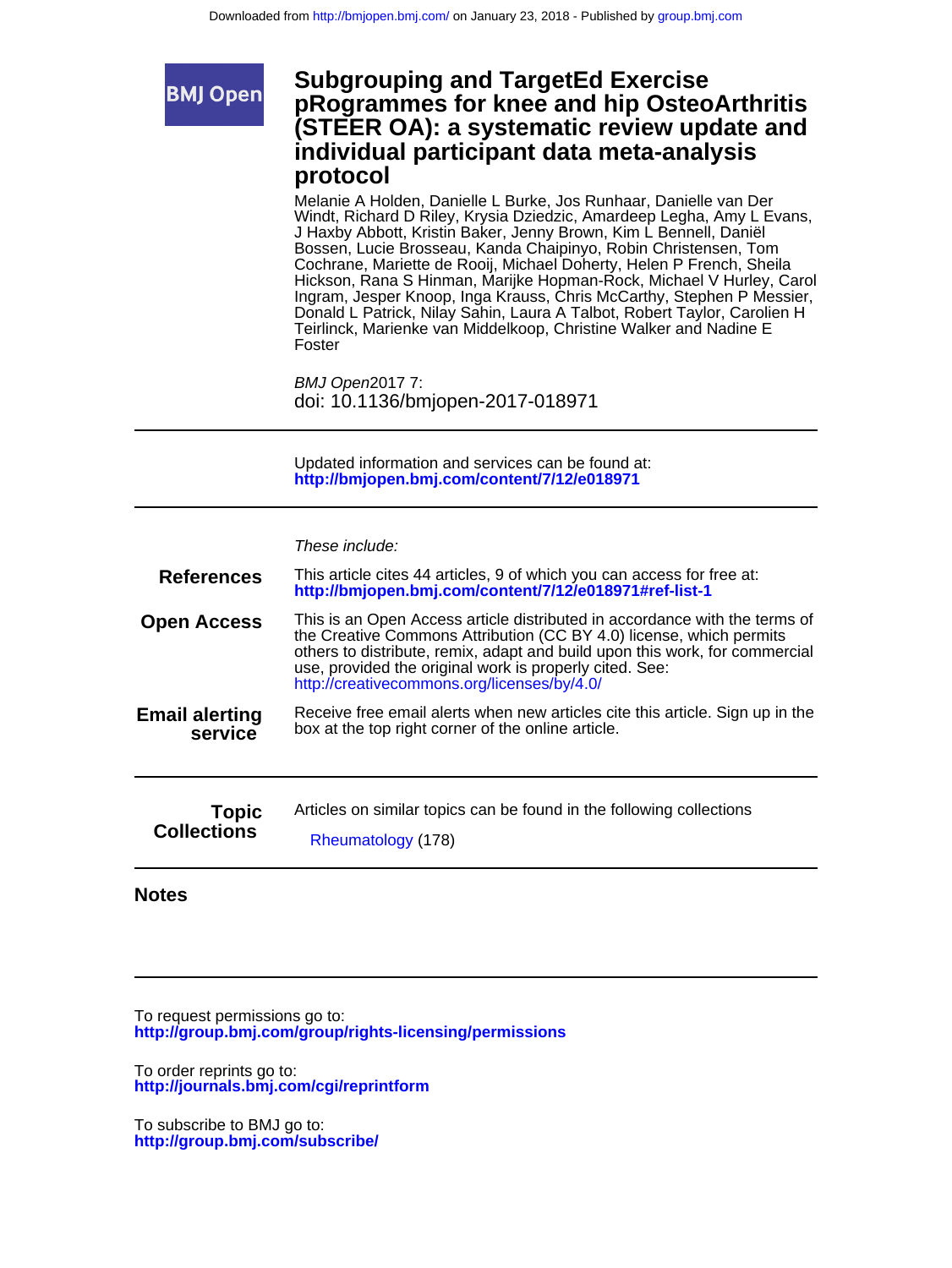# Subgrouping and TargetEd Exercise pRogrammes for knee and hip OsteoArthritis (STEER OA): a systematic review update and individual participant data meta-analysis protocol

Melanie A Holden, Danielle L Burke, Jos Runhaar, Danielle van Der Windt, Richard D Riley, Krysia Dziedzic, Amardeep Legha, Amy L Evans, J Haxby Abbott, Kristin Baker, Jenny Brown, Kim L Bennell, Daniël Bossen, Lucie Brosseau, Kanda Chaipinyo, Robin Christensen, Tom Cochrane, Mariette de Rooij, Michael Doherty, Helen P French, Sheila Hickson, Rana S Hinman, Marijke Hopman-Rock, Michael V Hurley, Carol Ingram, Jesper Knoop, Inga Krauss, Chris McCarthy, Stephen P Messier, Donald L Patrick, Nilay Sahin, Laura A Talbot, Robert Taylor, Carolien H Teirlinck, Marienke van Middelkoop, Christine Walker and Nadine E Foster

*BMJ Open*2017 7:
doi: 10.1136/bmjopen-2017-018971

Updated information and services can be found at:
**http://bmjopen.bmj.com/content/7/12/e018971**

*These include:*

**References**
This article cites 44 articles, 9 of which you can access for free at:
**http://bmjopen.bmj.com/content/7/12/e018971#ref-list-1**

**Open Access**
This is an Open Access article distributed in accordance with the terms of the Creative Commons Attribution (CC BY 4.0) license, which permits others to distribute, remix, adapt and build upon this work, for commercial use, provided the original work is properly cited. See: http://creativecommons.org/licenses/by/4.0/

**Email alerting service**
Receive free email alerts when new articles cite this article. Sign up in the box at the top right corner of the online article.

**Topic Collections**
Articles on similar topics can be found in the following collections

Rheumatology (178)

## Notes

To request permissions go to:
**http://group.bmj.com/group/rights-licensing/permissions**

To order reprints go to:
**http://journals.bmj.com/cgi/reprintform**

To subscribe to BMJ go to:
**http://group.bmj.com/subscribe/**